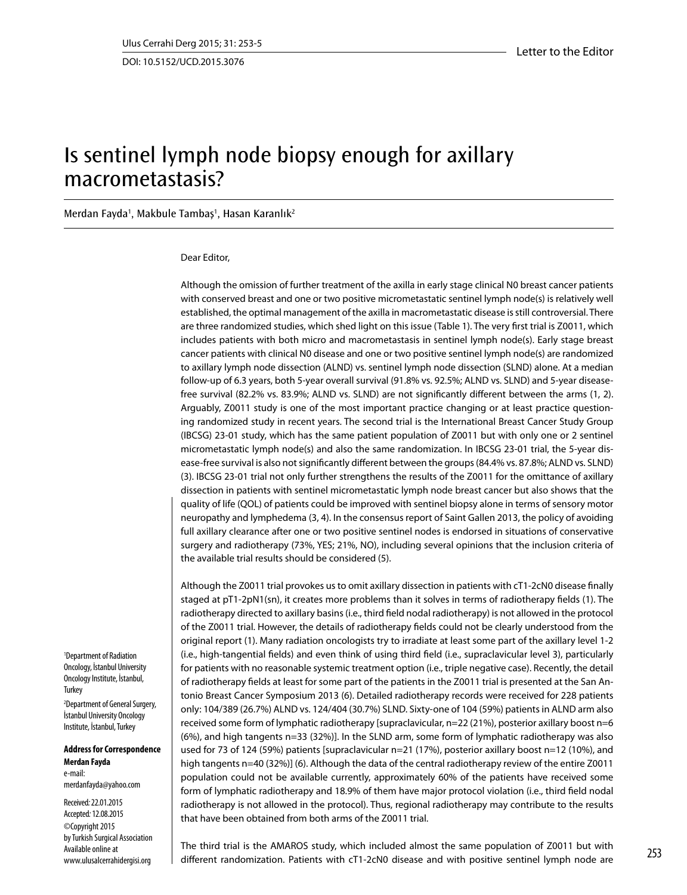Letter to the Editor

DOI: 10.5152/UCD.2015.3076

# Is sentinel lymph node biopsy enough for axillary macrometastasis?

Merdan Fayda[1], Makbule Tambaş[1], Hasan Karanlık[2]

[1]Department of Radiation Oncology, İstanbul University Oncology Institute, İstanbul, Turkey

[2]Department of General Surgery, İstanbul University Oncology Institute, İstanbul, Turkey

**Address for Correspondence**
**Merdan Fayda**
e-mail:
merdanfayda@yahoo.com

Received: 22.01.2015
Accepted: 12.08.2015
©Copyright 2015
by Turkish Surgical Association
Available online at
www.ulusalcerrahidergisi.org

Dear Editor,

Although the omission of further treatment of the axilla in early stage clinical N0 breast cancer patients with conserved breast and one or two positive micrometastatic sentinel lymph node(s) is relatively well established, the optimal management of the axilla in macrometastatic disease is still controversial. There are three randomized studies, which shed light on this issue (Table 1). The very first trial is Z0011, which includes patients with both micro and macrometastasis in sentinel lymph node(s). Early stage breast cancer patients with clinical N0 disease and one or two positive sentinel lymph node(s) are randomized to axillary lymph node dissection (ALND) vs. sentinel lymph node dissection (SLND) alone. At a median follow-up of 6.3 years, both 5-year overall survival (91.8% vs. 92.5%; ALND vs. SLND) and 5-year disease-free survival (82.2% vs. 83.9%; ALND vs. SLND) are not significantly different between the arms (1, 2). Arguably, Z0011 study is one of the most important practice changing or at least practice questioning randomized study in recent years. The second trial is the International Breast Cancer Study Group (IBCSG) 23-01 study, which has the same patient population of Z0011 but with only one or 2 sentinel micrometastatic lymph node(s) and also the same randomization. In IBCSG 23-01 trial, the 5-year disease-free survival is also not significantly different between the groups (84.4% vs. 87.8%; ALND vs. SLND) (3). IBCSG 23-01 trial not only further strengthens the results of the Z0011 for the omittance of axillary dissection in patients with sentinel micrometastatic lymph node breast cancer but also shows that the quality of life (QOL) of patients could be improved with sentinel biopsy alone in terms of sensory motor neuropathy and lymphedema (3, 4). In the consensus report of Saint Gallen 2013, the policy of avoiding full axillary clearance after one or two positive sentinel nodes is endorsed in situations of conservative surgery and radiotherapy (73%, YES; 21%, NO), including several opinions that the inclusion criteria of the available trial results should be considered (5).

Although the Z0011 trial provokes us to omit axillary dissection in patients with cT1-2cN0 disease finally staged at pT1-2pN1(sn), it creates more problems than it solves in terms of radiotherapy fields (1). The radiotherapy directed to axillary basins (i.e., third field nodal radiotherapy) is not allowed in the protocol of the Z0011 trial. However, the details of radiotherapy fields could not be clearly understood from the original report (1). Many radiation oncologists try to irradiate at least some part of the axillary level 1-2 (i.e., high-tangential fields) and even think of using third field (i.e., supraclavicular level 3), particularly for patients with no reasonable systemic treatment option (i.e., triple negative case). Recently, the detail of radiotherapy fields at least for some part of the patients in the Z0011 trial is presented at the San Antonio Breast Cancer Symposium 2013 (6). Detailed radiotherapy records were received for 228 patients only: 104/389 (26.7%) ALND vs. 124/404 (30.7%) SLND. Sixty-one of 104 (59%) patients in ALND arm also received some form of lymphatic radiotherapy [supraclavicular, n=22 (21%), posterior axillary boost n=6 (6%), and high tangents n=33 (32%)]. In the SLND arm, some form of lymphatic radiotherapy was also used for 73 of 124 (59%) patients [supraclavicular n=21 (17%), posterior axillary boost n=12 (10%), and high tangents n=40 (32%)] (6). Although the data of the central radiotherapy review of the entire Z0011 population could not be available currently, approximately 60% of the patients have received some form of lymphatic radiotherapy and 18.9% of them have major protocol violation (i.e., third field nodal radiotherapy is not allowed in the protocol). Thus, regional radiotherapy may contribute to the results that have been obtained from both arms of the Z0011 trial.

The third trial is the AMAROS study, which included almost the same population of Z0011 but with different randomization. Patients with cT1-2cN0 disease and with positive sentinel lymph node are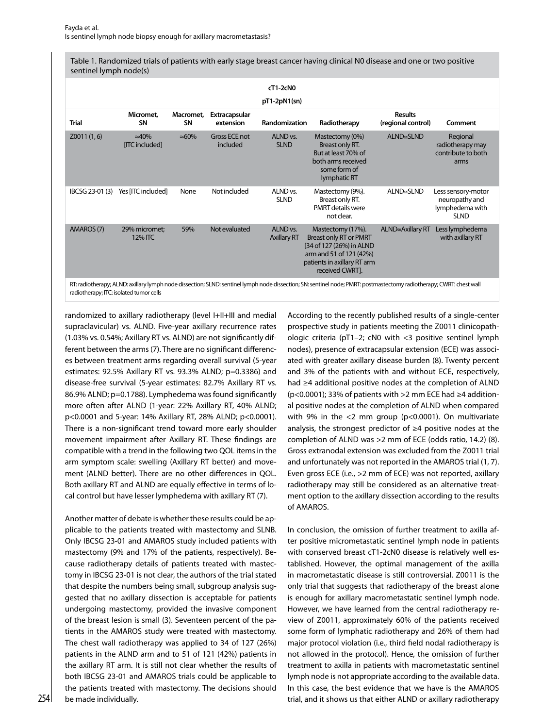Table 1. Randomized trials of patients with early stage breast cancer having clinical N0 disease and one or two positive sentinel lymph node(s)

| | | | | cT1-2cN0 pT1-2pN1(sn) | | | |
|---|---|---|---|---|---|---|---|
| **Trial** | **Micromet, SN** | **Macromet, SN** | **Extracapsular extension** | **Randomization** | **Radiotherapy** | **Results (regional control)** | **Comment** |
| Z0011 (1, 6) | ≈40% [ITC included] | ≈60% | Gross ECE not included | ALND vs. SLND | Mastectomy (0%) Breast only RT. But at least 70% of both arms received some form of lymphatic RT | ALND≅SLND | Regional radiotherapy may contribute to both arms |
| IBCSG 23-01 (3) | Yes [ITC included] | None | Not included | ALND vs. SLND | Mastectomy (9%). Breast only RT. PMRT details were not clear. | ALND≅SLND | Less sensory-motor neuropathy and lymphedema with SLND |
| AMAROS (7) | 29% micromet; 12% ITC | 59% | Not evaluated | ALND vs. Axillary RT | Mastectomy (17%). Breast only RT or PMRT [34 of 127 (26%) in ALND arm and 51 of 121 (42%) patients in axillary RT arm received CWRT]. | ALND≅Axillary RT | Less lymphedema with axillary RT |

RT: radiotherapy; ALND: axillary lymph node dissection; SLND: sentinel lymph node dissection; SN: sentinel node; PMRT: postmastectomy radiotherapy; CWRT: chest wall radiotherapy; ITC: isolated tumor cells

randomized to axillary radiotherapy (level I+II+III and medial supraclavicular) vs. ALND. Five-year axillary recurrence rates (1.03% vs. 0.54%; Axillary RT vs. ALND) are not significantly different between the arms (7). There are no significant differences between treatment arms regarding overall survival (5-year estimates: 92.5% Axillary RT vs. 93.3% ALND; p=0.3386) and disease-free survival (5-year estimates: 82.7% Axillary RT vs. 86.9% ALND; p=0.1788). Lymphedema was found significantly more often after ALND (1-year: 22% Axillary RT, 40% ALND; p<0.0001 and 5-year: 14% Axillary RT, 28% ALND; p<0.0001). There is a non-significant trend toward more early shoulder movement impairment after Axillary RT. These findings are compatible with a trend in the following two QOL items in the arm symptom scale: swelling (Axillary RT better) and movement (ALND better). There are no other differences in QOL. Both axillary RT and ALND are equally effective in terms of local control but have lesser lymphedema with axillary RT (7).

Another matter of debate is whether these results could be applicable to the patients treated with mastectomy and SLNB. Only IBCSG 23-01 and AMAROS study included patients with mastectomy (9% and 17% of the patients, respectively). Because radiotherapy details of patients treated with mastectomy in IBCSG 23-01 is not clear, the authors of the trial stated that despite the numbers being small, subgroup analysis suggested that no axillary dissection is acceptable for patients undergoing mastectomy, provided the invasive component of the breast lesion is small (3). Seventeen percent of the patients in the AMAROS study were treated with mastectomy. The chest wall radiotherapy was applied to 34 of 127 (26%) patients in the ALND arm and to 51 of 121 (42%) patients in the axillary RT arm. It is still not clear whether the results of both IBCSG 23-01 and AMAROS trials could be applicable to the patients treated with mastectomy. The decisions should be made individually.

According to the recently published results of a single-center prospective study in patients meeting the Z0011 clinicopathologic criteria (pT1–2; cN0 with <3 positive sentinel lymph nodes), presence of extracapsular extension (ECE) was associated with greater axillary disease burden (8). Twenty percent and 3% of the patients with and without ECE, respectively, had ≥4 additional positive nodes at the completion of ALND (p<0.0001); 33% of patients with >2 mm ECE had ≥4 additional positive nodes at the completion of ALND when compared with 9% in the <2 mm group (p<0.0001). On multivariate analysis, the strongest predictor of ≥4 positive nodes at the completion of ALND was >2 mm of ECE (odds ratio, 14.2) (8). Gross extranodal extension was excluded from the Z0011 trial and unfortunately was not reported in the AMAROS trial (1, 7). Even gross ECE (i.e., >2 mm of ECE) was not reported, axillary radiotherapy may still be considered as an alternative treatment option to the axillary dissection according to the results of AMAROS.

In conclusion, the omission of further treatment to axilla after positive micrometastatic sentinel lymph node in patients with conserved breast cT1-2cN0 disease is relatively well established. However, the optimal management of the axilla in macrometastatic disease is still controversial. Z0011 is the only trial that suggests that radiotherapy of the breast alone is enough for axillary macrometastatic sentinel lymph node. However, we have learned from the central radiotherapy review of Z0011, approximately 60% of the patients received some form of lymphatic radiotherapy and 26% of them had major protocol violation (i.e., third field nodal radiotherapy is not allowed in the protocol). Hence, the omission of further treatment to axilla in patients with macrometastatic sentinel lymph node is not appropriate according to the available data. In this case, the best evidence that we have is the AMAROS trial, and it shows us that either ALND or axillary radiotherapy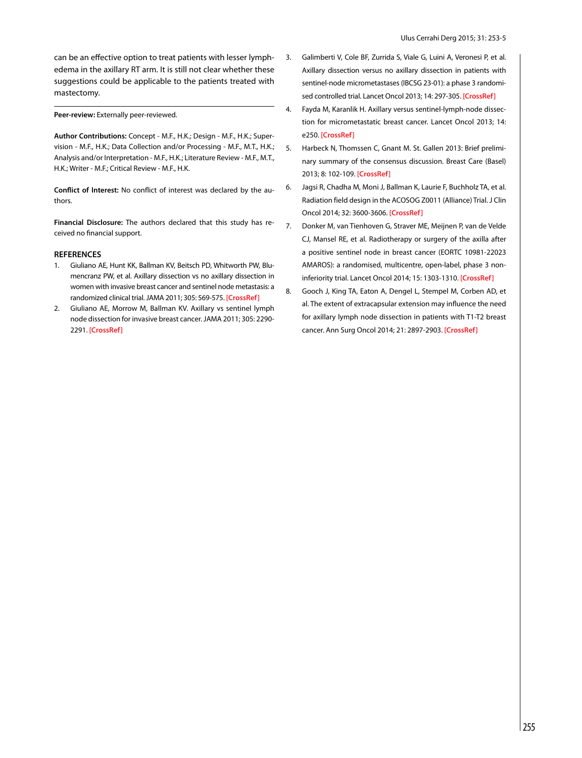can be an effective option to treat patients with lesser lymphedema in the axillary RT arm. It is still not clear whether these suggestions could be applicable to the patients treated with mastectomy.

**Peer-review:** Externally peer-reviewed.

**Author Contributions:** Concept - M.F., H.K.; Design - M.F., H.K.; Supervision - M.F., H.K.; Data Collection and/or Processing - M.F., M.T., H.K.; Analysis and/or Interpretation - M.F., H.K.; Literature Review - M.F., M.T., H.K.; Writer - M.F.; Critical Review - M.F., H.K.

**Conflict of Interest:** No conflict of interest was declared by the authors.

**Financial Disclosure:** The authors declared that this study has received no financial support.

## REFERENCES

1. Giuliano AE, Hunt KK, Ballman KV, Beitsch PD, Whitworth PW, Blumencranz PW, et al. Axillary dissection vs no axillary dissection in women with invasive breast cancer and sentinel node metastasis: a randomized clinical trial. JAMA 2011; 305: 569-575. [CrossRef]
2. Giuliano AE, Morrow M, Ballman KV. Axillary vs sentinel lymph node dissection for invasive breast cancer. JAMA 2011; 305: 2290-2291. [CrossRef]
3. Galimberti V, Cole BF, Zurrida S, Viale G, Luini A, Veronesi P, et al. Axillary dissection versus no axillary dissection in patients with sentinel-node micrometastases (IBCSG 23-01): a phase 3 randomised controlled trial. Lancet Oncol 2013; 14: 297-305. [CrossRef]
4. Fayda M, Karanlik H. Axillary versus sentinel-lymph-node dissection for micrometastatic breast cancer. Lancet Oncol 2013; 14: e250. [CrossRef]
5. Harbeck N, Thomssen C, Gnant M. St. Gallen 2013: Brief preliminary summary of the consensus discussion. Breast Care (Basel) 2013; 8: 102-109. [CrossRef]
6. Jagsi R, Chadha M, Moni J, Ballman K, Laurie F, Buchholz TA, et al. Radiation field design in the ACOSOG Z0011 (Alliance) Trial. J Clin Oncol 2014; 32: 3600-3606. [CrossRef]
7. Donker M, van Tienhoven G, Straver ME, Meijnen P, van de Velde CJ, Mansel RE, et al. Radiotherapy or surgery of the axilla after a positive sentinel node in breast cancer (EORTC 10981-22023 AMAROS): a randomised, multicentre, open-label, phase 3 non-inferiority trial. Lancet Oncol 2014; 15: 1303-1310. [CrossRef]
8. Gooch J, King TA, Eaton A, Dengel L, Stempel M, Corben AD, et al. The extent of extracapsular extension may influence the need for axillary lymph node dissection in patients with T1-T2 breast cancer. Ann Surg Oncol 2014; 21: 2897-2903. [CrossRef]